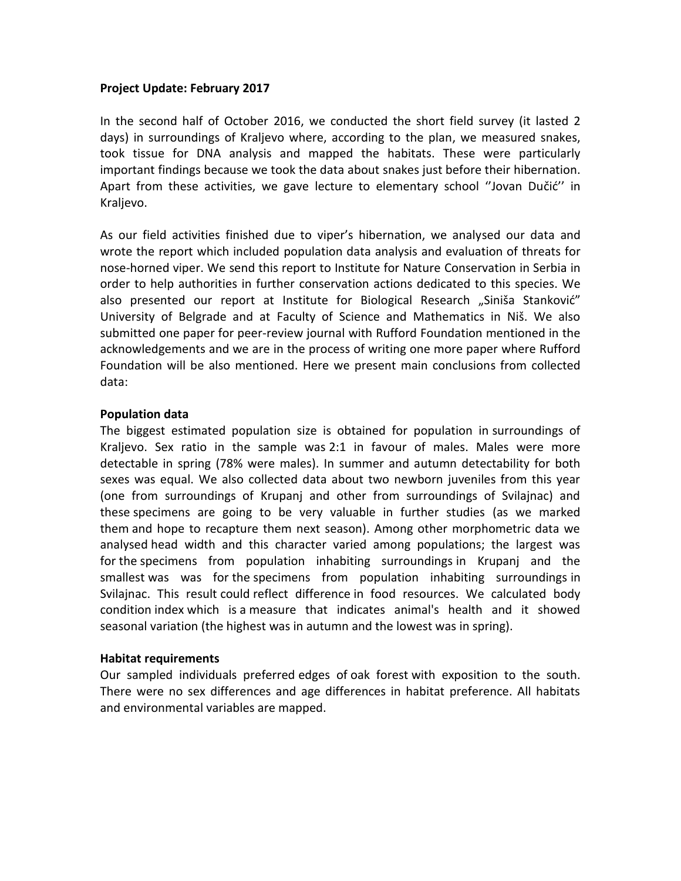**Project Update: February 2017**

In the second half of October 2016, we conducted the short field survey (it lasted 2 days) in surroundings of Kraljevo where, according to the plan, we measured snakes, took tissue for DNA analysis and mapped the habitats. These were particularly important findings because we took the data about snakes just before their hibernation. Apart from these activities, we gave lecture to elementary school ''Jovan Dučić'' in Kraljevo.

As our field activities finished due to viper's hibernation, we analysed our data and wrote the report which included population data analysis and evaluation of threats for nose-horned viper. We send this report to Institute for Nature Conservation in Serbia in order to help authorities in further conservation actions dedicated to this species. We also presented our report at Institute for Biological Research „Siniša Stanković" University of Belgrade and at Faculty of Science and Mathematics in Niš. We also submitted one paper for peer-review journal with Rufford Foundation mentioned in the acknowledgements and we are in the process of writing one more paper where Rufford Foundation will be also mentioned. Here we present main conclusions from collected data:

**Population data**

The biggest estimated population size is obtained for population in surroundings of Kraljevo. Sex ratio in the sample was 2:1 in favour of males. Males were more detectable in spring (78% were males). In summer and autumn detectability for both sexes was equal. We also collected data about two newborn juveniles from this year (one from surroundings of Krupanj and other from surroundings of Svilajnac) and these specimens are going to be very valuable in further studies (as we marked them and hope to recapture them next season). Among other morphometric data we analysed head width and this character varied among populations; the largest was for the specimens from population inhabiting surroundings in Krupanj and the smallest was was for the specimens from population inhabiting surroundings in Svilajnac. This result could reflect difference in food resources. We calculated body condition index which is a measure that indicates animal's health and it showed seasonal variation (the highest was in autumn and the lowest was in spring).

**Habitat requirements**

Our sampled individuals preferred edges of oak forest with exposition to the south. There were no sex differences and age differences in habitat preference. All habitats and environmental variables are mapped.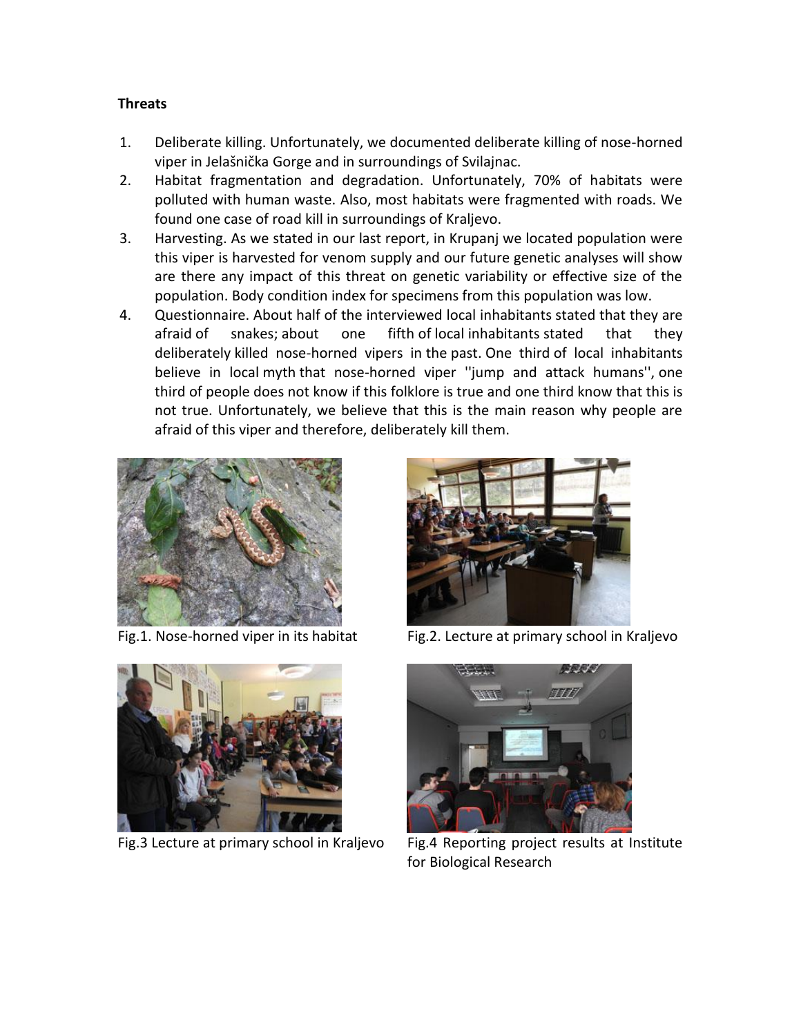**Threats**

1. Deliberate killing. Unfortunately, we documented deliberate killing of nose-horned viper in Jelašnička Gorge and in surroundings of Svilajnac.
2. Habitat fragmentation and degradation. Unfortunately, 70% of habitats were polluted with human waste. Also, most habitats were fragmented with roads. We found one case of road kill in surroundings of Kraljevo.
3. Harvesting. As we stated in our last report, in Krupanj we located population were this viper is harvested for venom supply and our future genetic analyses will show are there any impact of this threat on genetic variability or effective size of the population. Body condition index for specimens from this population was low.
4. Questionnaire. About half of the interviewed local inhabitants stated that they are afraid of snakes; about one fifth of local inhabitants stated that they deliberately killed nose-horned vipers in the past. One third of local inhabitants believe in local myth that nose-horned viper ''jump and attack humans'', one third of people does not know if this folklore is true and one third know that this is not true. Unfortunately, we believe that this is the main reason why people are afraid of this viper and therefore, deliberately kill them.

Fig.1. Nose-horned viper in its habitat

Fig.2. Lecture at primary school in Kraljevo

Fig.3 Lecture at primary school in Kraljevo

Fig.4 Reporting project results at Institute for Biological Research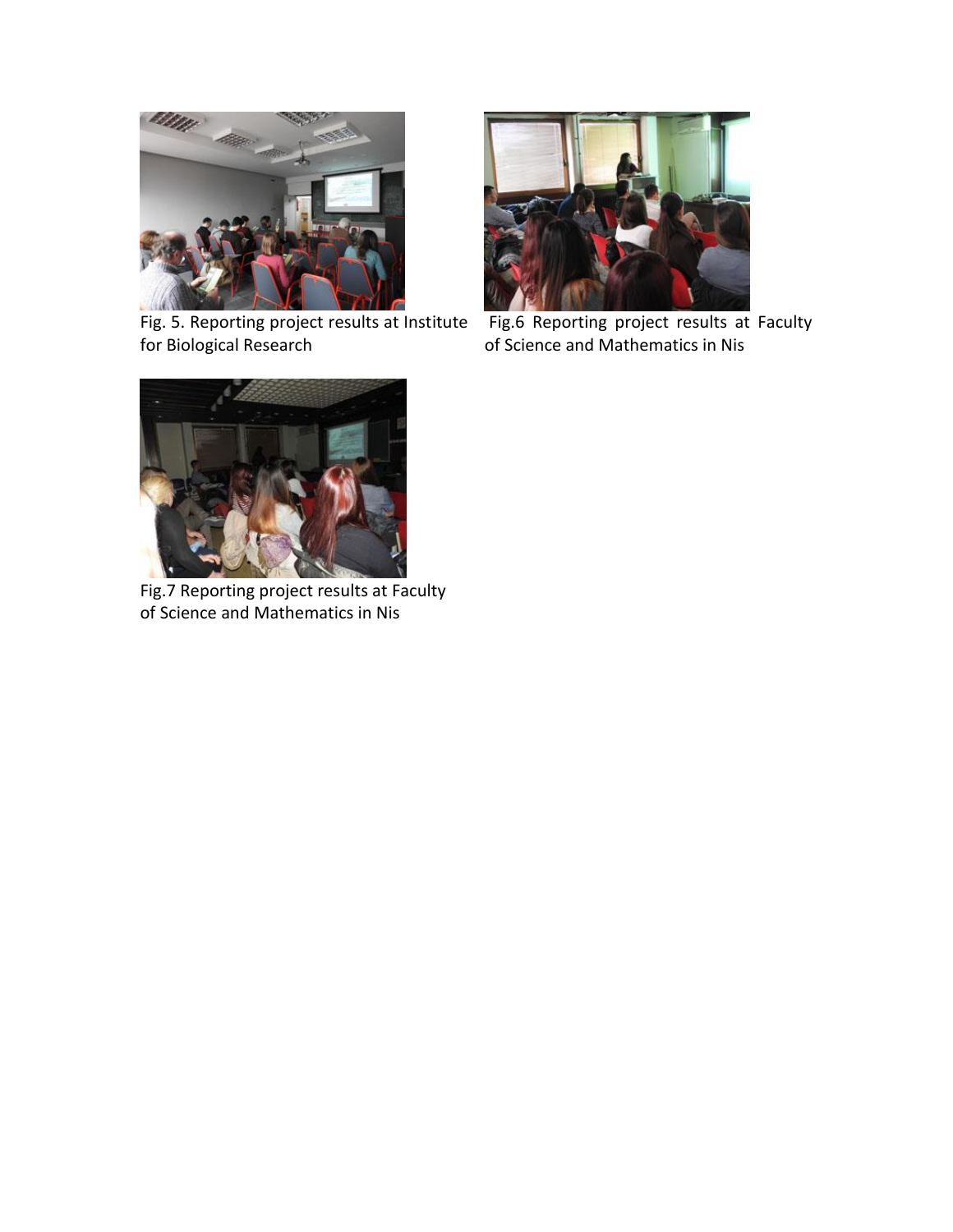Fig. 5. Reporting project results at Institute for Biological Research

Fig.6 Reporting project results at Faculty of Science and Mathematics in Nis

Fig.7 Reporting project results at Faculty of Science and Mathematics in Nis